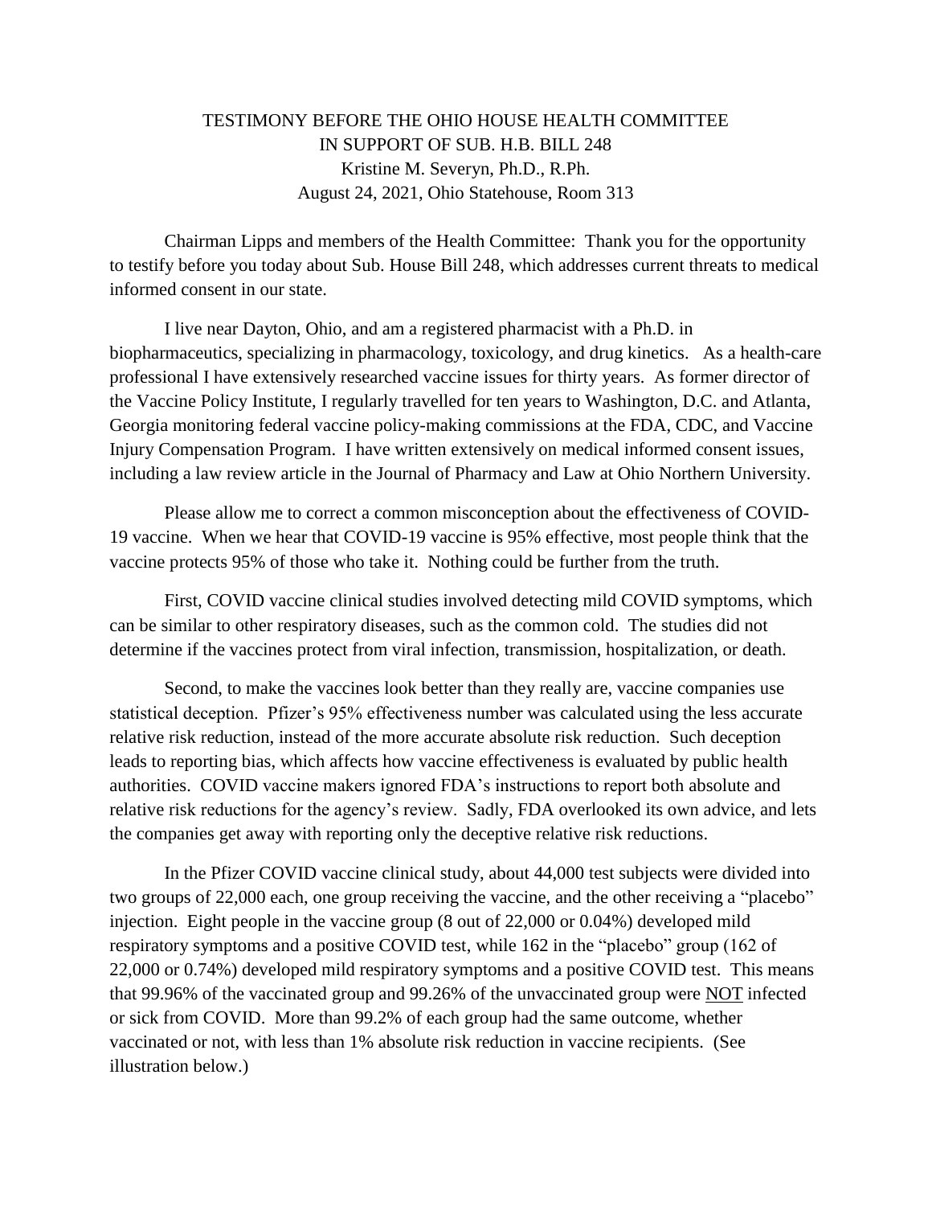# TESTIMONY BEFORE THE OHIO HOUSE HEALTH COMMITTEE IN SUPPORT OF SUB. H.B. BILL 248

Kristine M. Severyn, Ph.D., R.Ph.

August 24, 2021, Ohio Statehouse, Room 313

Chairman Lipps and members of the Health Committee: Thank you for the opportunity to testify before you today about Sub. House Bill 248, which addresses current threats to medical informed consent in our state.

I live near Dayton, Ohio, and am a registered pharmacist with a Ph.D. in biopharmaceutics, specializing in pharmacology, toxicology, and drug kinetics. As a health-care professional I have extensively researched vaccine issues for thirty years. As former director of the Vaccine Policy Institute, I regularly travelled for ten years to Washington, D.C. and Atlanta, Georgia monitoring federal vaccine policy-making commissions at the FDA, CDC, and Vaccine Injury Compensation Program. I have written extensively on medical informed consent issues, including a law review article in the Journal of Pharmacy and Law at Ohio Northern University.

Please allow me to correct a common misconception about the effectiveness of COVID-19 vaccine. When we hear that COVID-19 vaccine is 95% effective, most people think that the vaccine protects 95% of those who take it. Nothing could be further from the truth.

First, COVID vaccine clinical studies involved detecting mild COVID symptoms, which can be similar to other respiratory diseases, such as the common cold. The studies did not determine if the vaccines protect from viral infection, transmission, hospitalization, or death.

Second, to make the vaccines look better than they really are, vaccine companies use statistical deception. Pfizer's 95% effectiveness number was calculated using the less accurate relative risk reduction, instead of the more accurate absolute risk reduction. Such deception leads to reporting bias, which affects how vaccine effectiveness is evaluated by public health authorities. COVID vaccine makers ignored FDA's instructions to report both absolute and relative risk reductions for the agency's review. Sadly, FDA overlooked its own advice, and lets the companies get away with reporting only the deceptive relative risk reductions.

In the Pfizer COVID vaccine clinical study, about 44,000 test subjects were divided into two groups of 22,000 each, one group receiving the vaccine, and the other receiving a "placebo" injection. Eight people in the vaccine group (8 out of 22,000 or 0.04%) developed mild respiratory symptoms and a positive COVID test, while 162 in the "placebo" group (162 of 22,000 or 0.74%) developed mild respiratory symptoms and a positive COVID test. This means that 99.96% of the vaccinated group and 99.26% of the unvaccinated group were <u>NOT</u> infected or sick from COVID. More than 99.2% of each group had the same outcome, whether vaccinated or not, with less than 1% absolute risk reduction in vaccine recipients. (See illustration below.)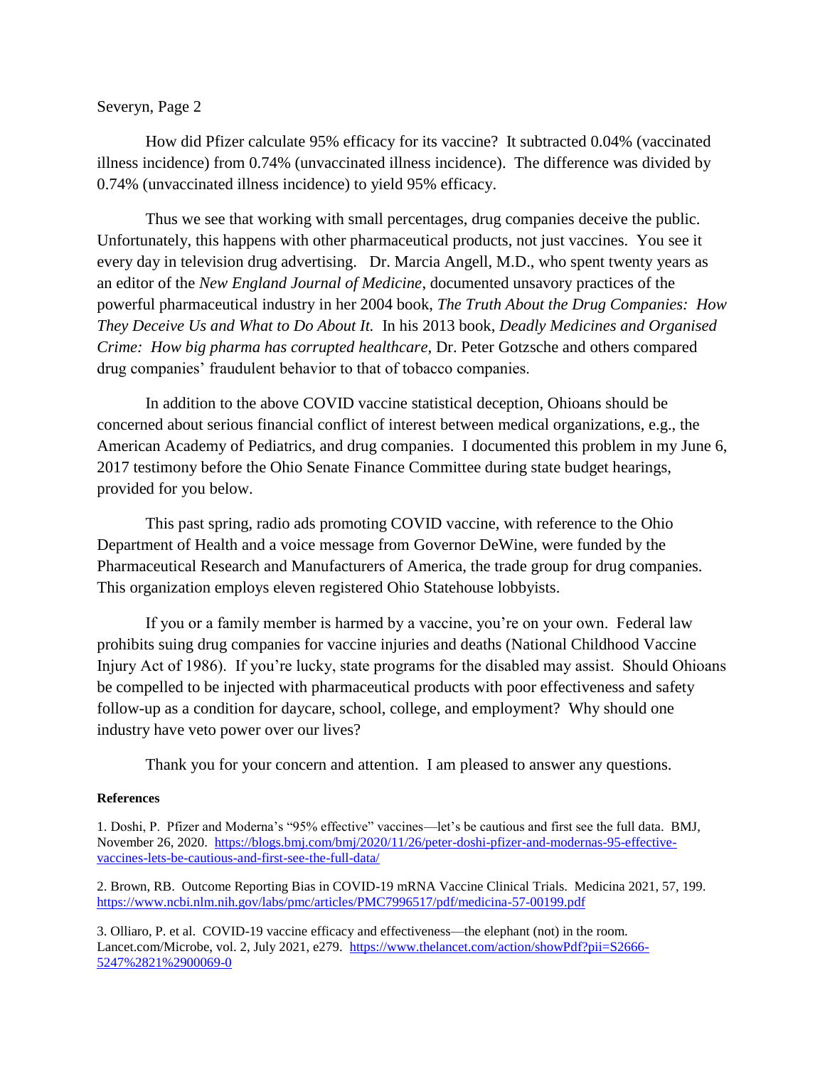How did Pfizer calculate 95% efficacy for its vaccine? It subtracted 0.04% (vaccinated illness incidence) from 0.74% (unvaccinated illness incidence). The difference was divided by 0.74% (unvaccinated illness incidence) to yield 95% efficacy.

Thus we see that working with small percentages, drug companies deceive the public. Unfortunately, this happens with other pharmaceutical products, not just vaccines. You see it every day in television drug advertising. Dr. Marcia Angell, M.D., who spent twenty years as an editor of the *New England Journal of Medicine*, documented unsavory practices of the powerful pharmaceutical industry in her 2004 book, *The Truth About the Drug Companies: How They Deceive Us and What to Do About It.* In his 2013 book, *Deadly Medicines and Organised Crime: How big pharma has corrupted healthcare,* Dr. Peter Gotzsche and others compared drug companies' fraudulent behavior to that of tobacco companies.

In addition to the above COVID vaccine statistical deception, Ohioans should be concerned about serious financial conflict of interest between medical organizations, e.g., the American Academy of Pediatrics, and drug companies. I documented this problem in my June 6, 2017 testimony before the Ohio Senate Finance Committee during state budget hearings, provided for you below.

This past spring, radio ads promoting COVID vaccine, with reference to the Ohio Department of Health and a voice message from Governor DeWine, were funded by the Pharmaceutical Research and Manufacturers of America, the trade group for drug companies. This organization employs eleven registered Ohio Statehouse lobbyists.

If you or a family member is harmed by a vaccine, you're on your own. Federal law prohibits suing drug companies for vaccine injuries and deaths (National Childhood Vaccine Injury Act of 1986). If you're lucky, state programs for the disabled may assist. Should Ohioans be compelled to be injected with pharmaceutical products with poor effectiveness and safety follow-up as a condition for daycare, school, college, and employment? Why should one industry have veto power over our lives?

Thank you for your concern and attention. I am pleased to answer any questions.

**References**

1. Doshi, P. Pfizer and Moderna's "95% effective" vaccines—let's be cautious and first see the full data. BMJ, November 26, 2020. https://blogs.bmj.com/bmj/2020/11/26/peter-doshi-pfizer-and-modernas-95-effective-vaccines-lets-be-cautious-and-first-see-the-full-data/

2. Brown, RB. Outcome Reporting Bias in COVID-19 mRNA Vaccine Clinical Trials. Medicina 2021, 57, 199. https://www.ncbi.nlm.nih.gov/labs/pmc/articles/PMC7996517/pdf/medicina-57-00199.pdf

3. Olliaro, P. et al. COVID-19 vaccine efficacy and effectiveness—the elephant (not) in the room. Lancet.com/Microbe, vol. 2, July 2021, e279. https://www.thelancet.com/action/showPdf?pii=S2666-5247%2821%2900069-0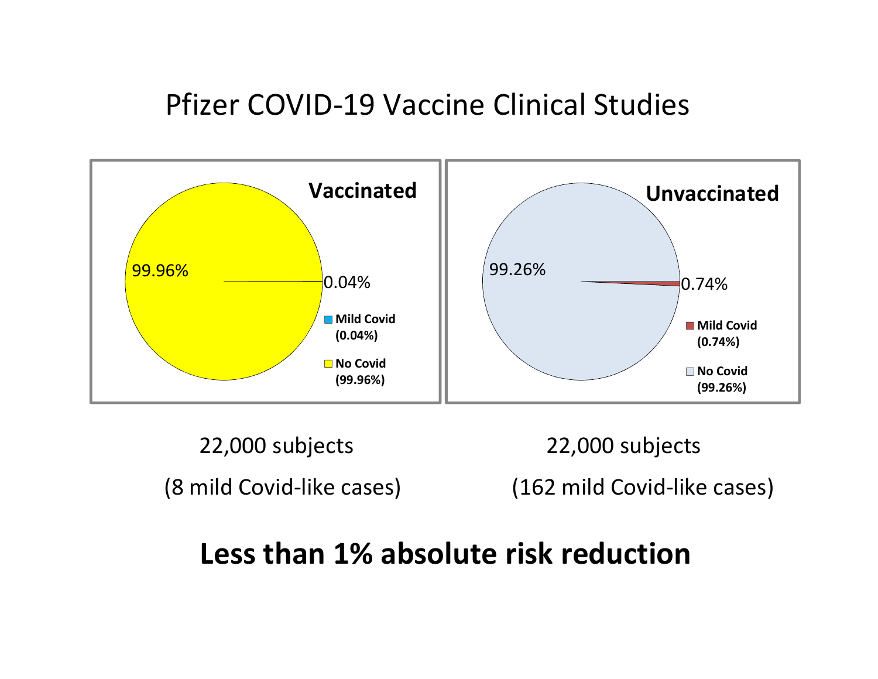# Pfizer COVID-19 Vaccine Clinical Studies

**Vaccinated**

99.96%

0.04%

**Mild Covid (0.04%)**

**No Covid (99.96%)**

**Unvaccinated**

99.26%

0.74%

**Mild Covid (0.74%)**

**No Covid (99.26%)**

22,000 subjects

(8 mild Covid-like cases)

22,000 subjects

(162 mild Covid-like cases)

## Less than 1% absolute risk reduction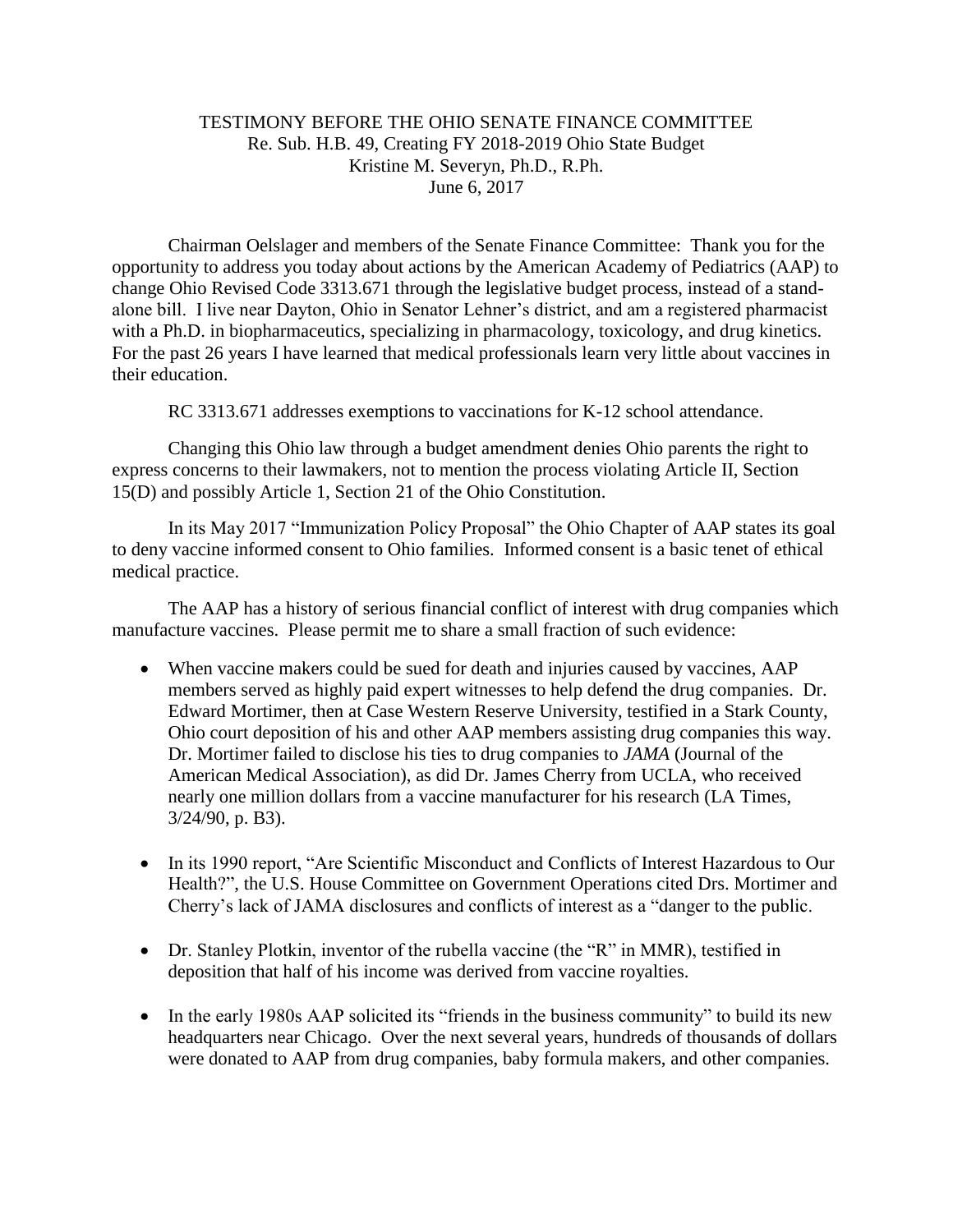TESTIMONY BEFORE THE OHIO SENATE FINANCE COMMITTEE
Re. Sub. H.B. 49, Creating FY 2018-2019 Ohio State Budget
Kristine M. Severyn, Ph.D., R.Ph.
June 6, 2017

Chairman Oelslager and members of the Senate Finance Committee: Thank you for the opportunity to address you today about actions by the American Academy of Pediatrics (AAP) to change Ohio Revised Code 3313.671 through the legislative budget process, instead of a stand-alone bill. I live near Dayton, Ohio in Senator Lehner's district, and am a registered pharmacist with a Ph.D. in biopharmaceutics, specializing in pharmacology, toxicology, and drug kinetics. For the past 26 years I have learned that medical professionals learn very little about vaccines in their education.

RC 3313.671 addresses exemptions to vaccinations for K-12 school attendance.

Changing this Ohio law through a budget amendment denies Ohio parents the right to express concerns to their lawmakers, not to mention the process violating Article II, Section 15(D) and possibly Article 1, Section 21 of the Ohio Constitution.

In its May 2017 "Immunization Policy Proposal" the Ohio Chapter of AAP states its goal to deny vaccine informed consent to Ohio families. Informed consent is a basic tenet of ethical medical practice.

The AAP has a history of serious financial conflict of interest with drug companies which manufacture vaccines. Please permit me to share a small fraction of such evidence:

- When vaccine makers could be sued for death and injuries caused by vaccines, AAP members served as highly paid expert witnesses to help defend the drug companies. Dr. Edward Mortimer, then at Case Western Reserve University, testified in a Stark County, Ohio court deposition of his and other AAP members assisting drug companies this way. Dr. Mortimer failed to disclose his ties to drug companies to *JAMA* (Journal of the American Medical Association), as did Dr. James Cherry from UCLA, who received nearly one million dollars from a vaccine manufacturer for his research (LA Times, 3/24/90, p. B3).

- In its 1990 report, "Are Scientific Misconduct and Conflicts of Interest Hazardous to Our Health?", the U.S. House Committee on Government Operations cited Drs. Mortimer and Cherry's lack of JAMA disclosures and conflicts of interest as a "danger to the public.

- Dr. Stanley Plotkin, inventor of the rubella vaccine (the "R" in MMR), testified in deposition that half of his income was derived from vaccine royalties.

- In the early 1980s AAP solicited its "friends in the business community" to build its new headquarters near Chicago. Over the next several years, hundreds of thousands of dollars were donated to AAP from drug companies, baby formula makers, and other companies.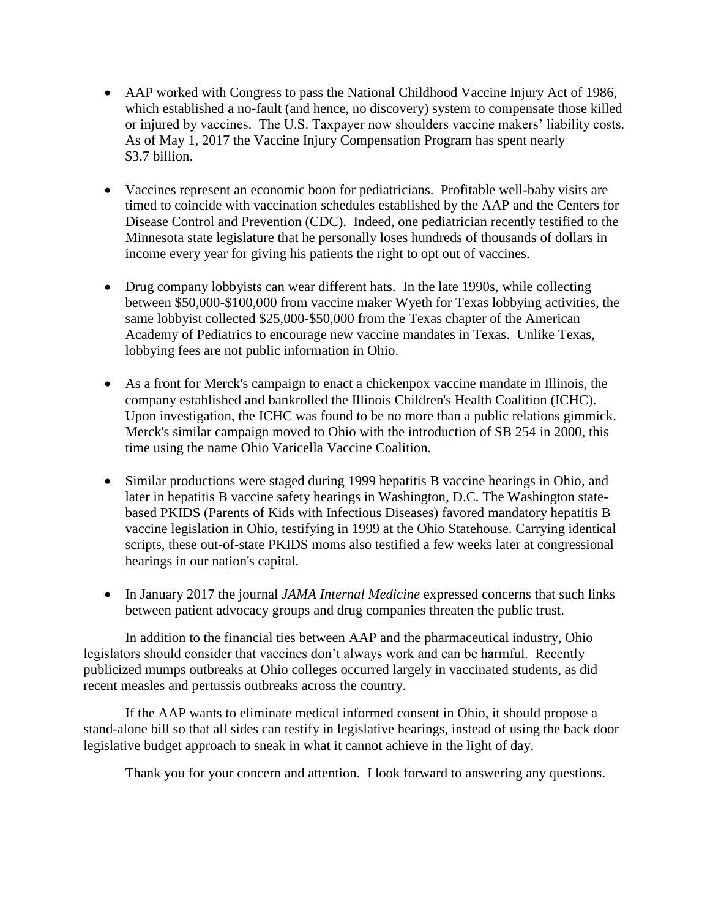- AAP worked with Congress to pass the National Childhood Vaccine Injury Act of 1986, which established a no-fault (and hence, no discovery) system to compensate those killed or injured by vaccines. The U.S. Taxpayer now shoulders vaccine makers' liability costs. As of May 1, 2017 the Vaccine Injury Compensation Program has spent nearly $3.7 billion.

- Vaccines represent an economic boon for pediatricians. Profitable well-baby visits are timed to coincide with vaccination schedules established by the AAP and the Centers for Disease Control and Prevention (CDC). Indeed, one pediatrician recently testified to the Minnesota state legislature that he personally loses hundreds of thousands of dollars in income every year for giving his patients the right to opt out of vaccines.

- Drug company lobbyists can wear different hats. In the late 1990s, while collecting between $50,000-$100,000 from vaccine maker Wyeth for Texas lobbying activities, the same lobbyist collected $25,000-$50,000 from the Texas chapter of the American Academy of Pediatrics to encourage new vaccine mandates in Texas. Unlike Texas, lobbying fees are not public information in Ohio.

- As a front for Merck's campaign to enact a chickenpox vaccine mandate in Illinois, the company established and bankrolled the Illinois Children's Health Coalition (ICHC). Upon investigation, the ICHC was found to be no more than a public relations gimmick. Merck's similar campaign moved to Ohio with the introduction of SB 254 in 2000, this time using the name Ohio Varicella Vaccine Coalition.

- Similar productions were staged during 1999 hepatitis B vaccine hearings in Ohio, and later in hepatitis B vaccine safety hearings in Washington, D.C. The Washington state-based PKIDS (Parents of Kids with Infectious Diseases) favored mandatory hepatitis B vaccine legislation in Ohio, testifying in 1999 at the Ohio Statehouse. Carrying identical scripts, these out-of-state PKIDS moms also testified a few weeks later at congressional hearings in our nation's capital.

- In January 2017 the journal *JAMA Internal Medicine* expressed concerns that such links between patient advocacy groups and drug companies threaten the public trust.

In addition to the financial ties between AAP and the pharmaceutical industry, Ohio legislators should consider that vaccines don't always work and can be harmful. Recently publicized mumps outbreaks at Ohio colleges occurred largely in vaccinated students, as did recent measles and pertussis outbreaks across the country.

If the AAP wants to eliminate medical informed consent in Ohio, it should propose a stand-alone bill so that all sides can testify in legislative hearings, instead of using the back door legislative budget approach to sneak in what it cannot achieve in the light of day.

Thank you for your concern and attention. I look forward to answering any questions.